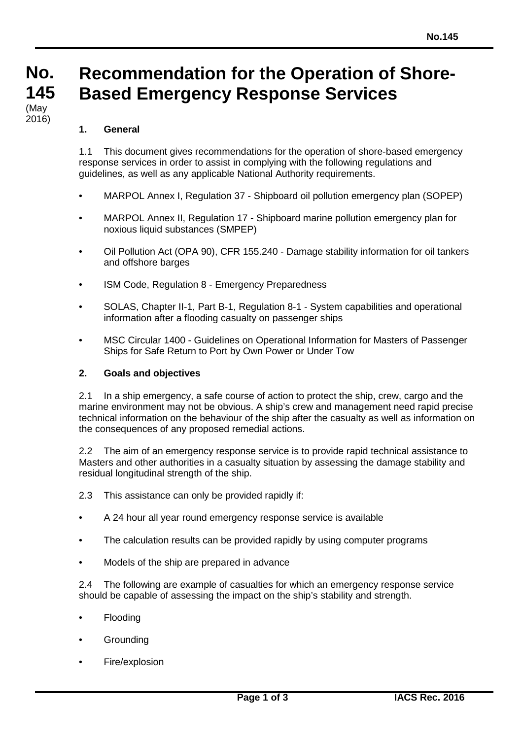# No. 145 Recommendation for the Operation of Shore-Based Emergency Response Services

(May 2016)

## 1. General

1.1 This document gives recommendations for the operation of shore-based emergency response services in order to assist in complying with the following regulations and guidelines, as well as any applicable National Authority requirements.

- MARPOL Annex I, Regulation 37 - Shipboard oil pollution emergency plan (SOPEP)
- MARPOL Annex II, Regulation 17 - Shipboard marine pollution emergency plan for noxious liquid substances (SMPEP)
- Oil Pollution Act (OPA 90), CFR 155.240 - Damage stability information for oil tankers and offshore barges
- ISM Code, Regulation 8 - Emergency Preparedness
- SOLAS, Chapter II-1, Part B-1, Regulation 8-1 - System capabilities and operational information after a flooding casualty on passenger ships
- MSC Circular 1400 - Guidelines on Operational Information for Masters of Passenger Ships for Safe Return to Port by Own Power or Under Tow

## 2. Goals and objectives

2.1 In a ship emergency, a safe course of action to protect the ship, crew, cargo and the marine environment may not be obvious. A ship's crew and management need rapid precise technical information on the behaviour of the ship after the casualty as well as information on the consequences of any proposed remedial actions.

2.2 The aim of an emergency response service is to provide rapid technical assistance to Masters and other authorities in a casualty situation by assessing the damage stability and residual longitudinal strength of the ship.

2.3 This assistance can only be provided rapidly if:

- A 24 hour all year round emergency response service is available
- The calculation results can be provided rapidly by using computer programs
- Models of the ship are prepared in advance

2.4 The following are example of casualties for which an emergency response service should be capable of assessing the impact on the ship's stability and strength.

- Flooding
- Grounding
- Fire/explosion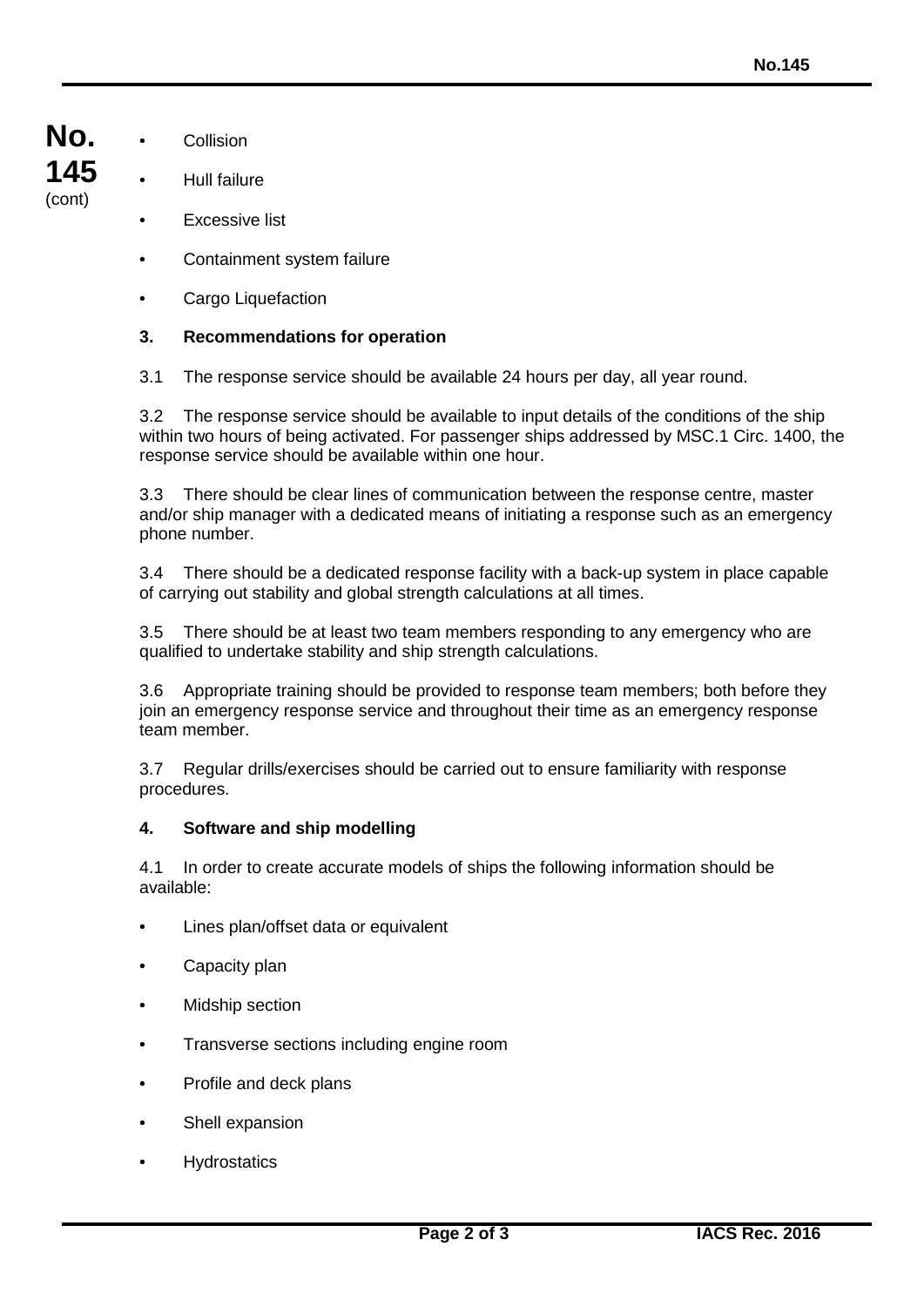- Collision
- Hull failure
- Excessive list
- Containment system failure
- Cargo Liquefaction

## 3. Recommendations for operation

3.1 The response service should be available 24 hours per day, all year round.

3.2 The response service should be available to input details of the conditions of the ship within two hours of being activated. For passenger ships addressed by MSC.1 Circ. 1400, the response service should be available within one hour.

3.3 There should be clear lines of communication between the response centre, master and/or ship manager with a dedicated means of initiating a response such as an emergency phone number.

3.4 There should be a dedicated response facility with a back-up system in place capable of carrying out stability and global strength calculations at all times.

3.5 There should be at least two team members responding to any emergency who are qualified to undertake stability and ship strength calculations.

3.6 Appropriate training should be provided to response team members; both before they join an emergency response service and throughout their time as an emergency response team member.

3.7 Regular drills/exercises should be carried out to ensure familiarity with response procedures.

## 4. Software and ship modelling

4.1 In order to create accurate models of ships the following information should be available:

- Lines plan/offset data or equivalent
- Capacity plan
- Midship section
- Transverse sections including engine room
- Profile and deck plans
- Shell expansion
- Hydrostatics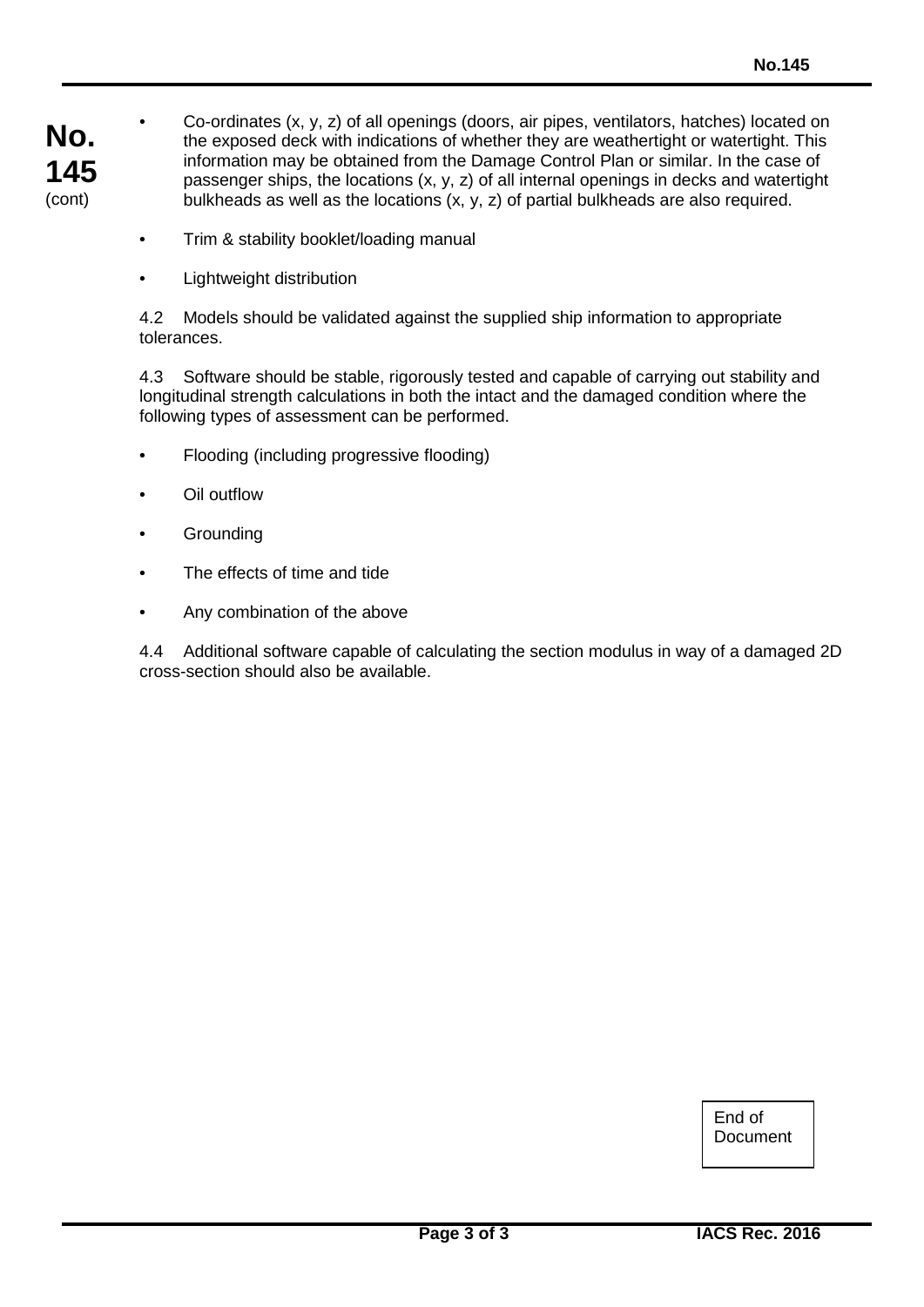- Co-ordinates (x, y, z) of all openings (doors, air pipes, ventilators, hatches) located on the exposed deck with indications of whether they are weathertight or watertight. This information may be obtained from the Damage Control Plan or similar. In the case of passenger ships, the locations (x, y, z) of all internal openings in decks and watertight bulkheads as well as the locations (x, y, z) of partial bulkheads are also required.

- Trim & stability booklet/loading manual

- Lightweight distribution

4.2 Models should be validated against the supplied ship information to appropriate tolerances.

4.3 Software should be stable, rigorously tested and capable of carrying out stability and longitudinal strength calculations in both the intact and the damaged condition where the following types of assessment can be performed.

- Flooding (including progressive flooding)

- Oil outflow

- Grounding

- The effects of time and tide

- Any combination of the above

4.4 Additional software capable of calculating the section modulus in way of a damaged 2D cross-section should also be available.

End of Document